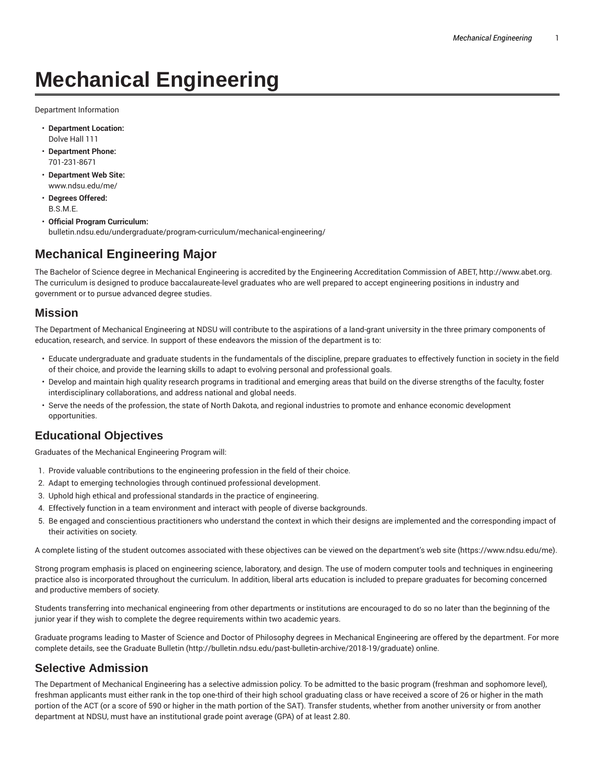# Mechanical Engineering

Department Information

- **Department Location:**
  Dolve Hall 111
- **Department Phone:**
  701-231-8671
- **Department Web Site:**
  www.ndsu.edu/me/
- **Degrees Offered:**
  B.S.M.E.
- **Official Program Curriculum:**
  bulletin.ndsu.edu/undergraduate/program-curriculum/mechanical-engineering/

## Mechanical Engineering Major

The Bachelor of Science degree in Mechanical Engineering is accredited by the Engineering Accreditation Commission of ABET, http://www.abet.org. The curriculum is designed to produce baccalaureate-level graduates who are well prepared to accept engineering positions in industry and government or to pursue advanced degree studies.

### Mission

The Department of Mechanical Engineering at NDSU will contribute to the aspirations of a land-grant university in the three primary components of education, research, and service. In support of these endeavors the mission of the department is to:

- Educate undergraduate and graduate students in the fundamentals of the discipline, prepare graduates to effectively function in society in the field of their choice, and provide the learning skills to adapt to evolving personal and professional goals.
- Develop and maintain high quality research programs in traditional and emerging areas that build on the diverse strengths of the faculty, foster interdisciplinary collaborations, and address national and global needs.
- Serve the needs of the profession, the state of North Dakota, and regional industries to promote and enhance economic development opportunities.

### Educational Objectives

Graduates of the Mechanical Engineering Program will:

1. Provide valuable contributions to the engineering profession in the field of their choice.
2. Adapt to emerging technologies through continued professional development.
3. Uphold high ethical and professional standards in the practice of engineering.
4. Effectively function in a team environment and interact with people of diverse backgrounds.
5. Be engaged and conscientious practitioners who understand the context in which their designs are implemented and the corresponding impact of their activities on society.

A complete listing of the student outcomes associated with these objectives can be viewed on the department's web site (https://www.ndsu.edu/me).

Strong program emphasis is placed on engineering science, laboratory, and design. The use of modern computer tools and techniques in engineering practice also is incorporated throughout the curriculum. In addition, liberal arts education is included to prepare graduates for becoming concerned and productive members of society.

Students transferring into mechanical engineering from other departments or institutions are encouraged to do so no later than the beginning of the junior year if they wish to complete the degree requirements within two academic years.

Graduate programs leading to Master of Science and Doctor of Philosophy degrees in Mechanical Engineering are offered by the department. For more complete details, see the Graduate Bulletin (http://bulletin.ndsu.edu/past-bulletin-archive/2018-19/graduate) online.

## Selective Admission

The Department of Mechanical Engineering has a selective admission policy. To be admitted to the basic program (freshman and sophomore level), freshman applicants must either rank in the top one-third of their high school graduating class or have received a score of 26 or higher in the math portion of the ACT (or a score of 590 or higher in the math portion of the SAT). Transfer students, whether from another university or from another department at NDSU, must have an institutional grade point average (GPA) of at least 2.80.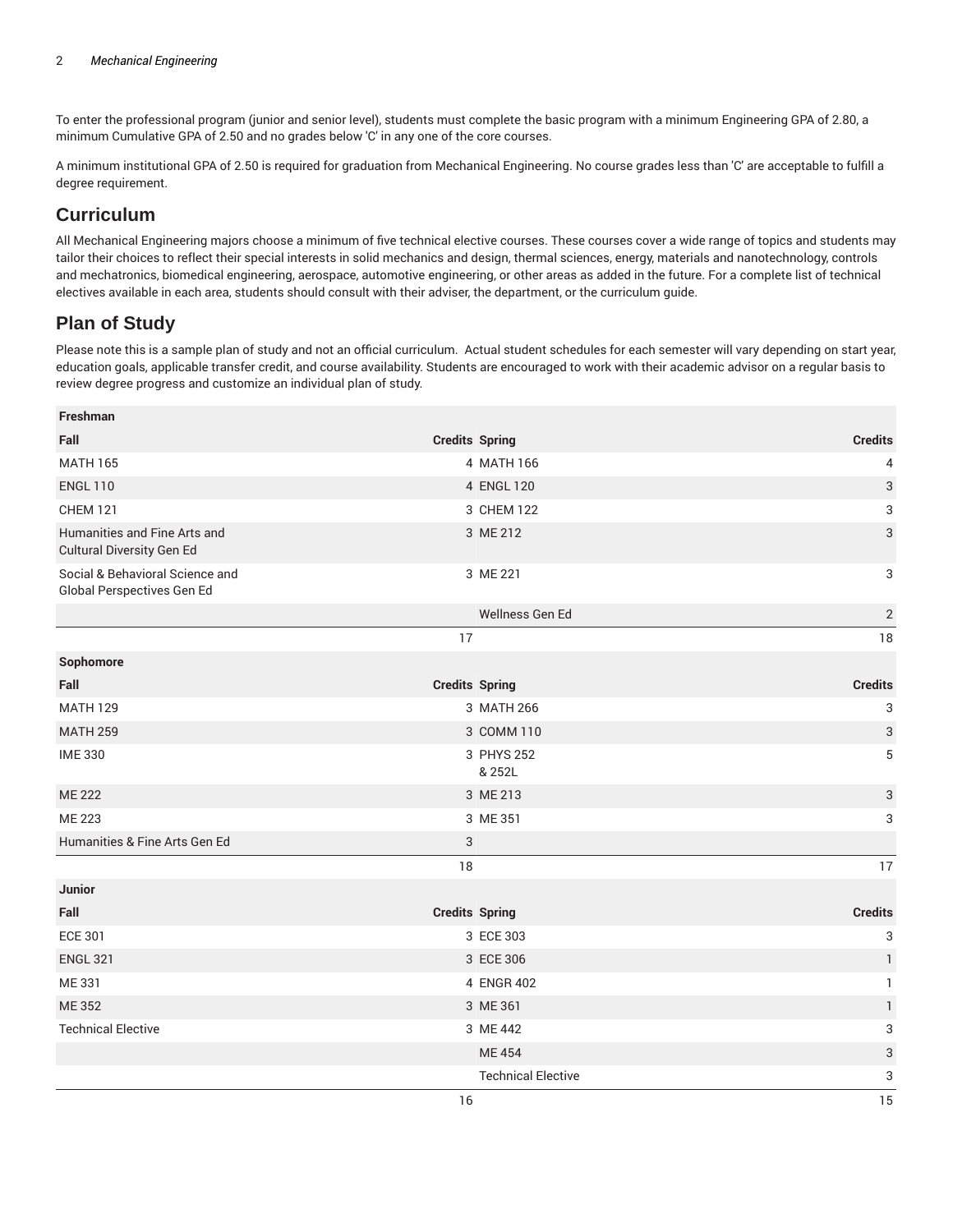To enter the professional program (junior and senior level), students must complete the basic program with a minimum Engineering GPA of 2.80, a minimum Cumulative GPA of 2.50 and no grades below 'C' in any one of the core courses.

A minimum institutional GPA of 2.50 is required for graduation from Mechanical Engineering. No course grades less than 'C' are acceptable to fulfill a degree requirement.

## Curriculum

All Mechanical Engineering majors choose a minimum of five technical elective courses. These courses cover a wide range of topics and students may tailor their choices to reflect their special interests in solid mechanics and design, thermal sciences, energy, materials and nanotechnology, controls and mechatronics, biomedical engineering, aerospace, automotive engineering, or other areas as added in the future. For a complete list of technical electives available in each area, students should consult with their adviser, the department, or the curriculum guide.

## Plan of Study

Please note this is a sample plan of study and not an official curriculum. Actual student schedules for each semester will vary depending on start year, education goals, applicable transfer credit, and course availability. Students are encouraged to work with their academic advisor on a regular basis to review degree progress and customize an individual plan of study.

| **Freshman** | | | |
|---|---|---|---|
| **Fall** | **Credits** | **Spring** | **Credits** |
| MATH 165 | 4 | MATH 166 | 4 |
| ENGL 110 | 4 | ENGL 120 | 3 |
| CHEM 121 | 3 | CHEM 122 | 3 |
| Humanities and Fine Arts and Cultural Diversity Gen Ed | 3 | ME 212 | 3 |
| Social & Behavioral Science and Global Perspectives Gen Ed | 3 | ME 221 | 3 |
| | | Wellness Gen Ed | 2 |
| | 17 | | 18 |
| **Sophomore** | | | |
| **Fall** | **Credits** | **Spring** | **Credits** |
| MATH 129 | 3 | MATH 266 | 3 |
| MATH 259 | 3 | COMM 110 | 3 |
| IME 330 | 3 | PHYS 252 & 252L | 5 |
| ME 222 | 3 | ME 213 | 3 |
| ME 223 | 3 | ME 351 | 3 |
| Humanities & Fine Arts Gen Ed | 3 | | |
| | 18 | | 17 |
| **Junior** | | | |
| **Fall** | **Credits** | **Spring** | **Credits** |
| ECE 301 | 3 | ECE 303 | 3 |
| ENGL 321 | 3 | ECE 306 | 1 |
| ME 331 | 4 | ENGR 402 | 1 |
| ME 352 | 3 | ME 361 | 1 |
| Technical Elective | 3 | ME 442 | 3 |
| | | ME 454 | 3 |
| | | Technical Elective | 3 |
| | 16 | | 15 |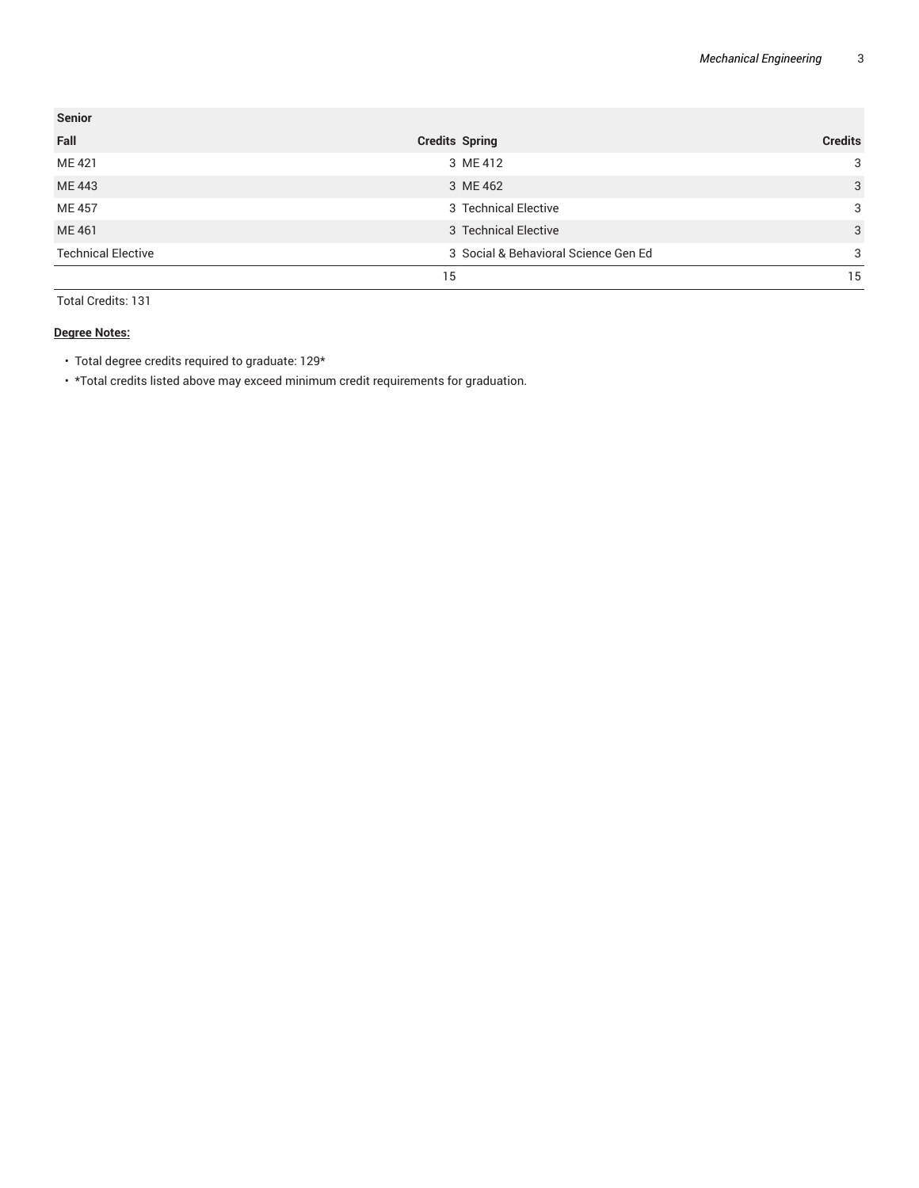| Senior | | | |
|---|---|---|---|
| **Fall** | **Credits** | **Spring** | **Credits** |
| ME 421 | 3 | ME 412 | 3 |
| ME 443 | 3 | ME 462 | 3 |
| ME 457 | 3 | Technical Elective | 3 |
| ME 461 | 3 | Technical Elective | 3 |
| Technical Elective | 3 | Social & Behavioral Science Gen Ed | 3 |
| | 15 | | 15 |

Total Credits: 131

**Degree Notes:**

- Total degree credits required to graduate: 129*
- *Total credits listed above may exceed minimum credit requirements for graduation.